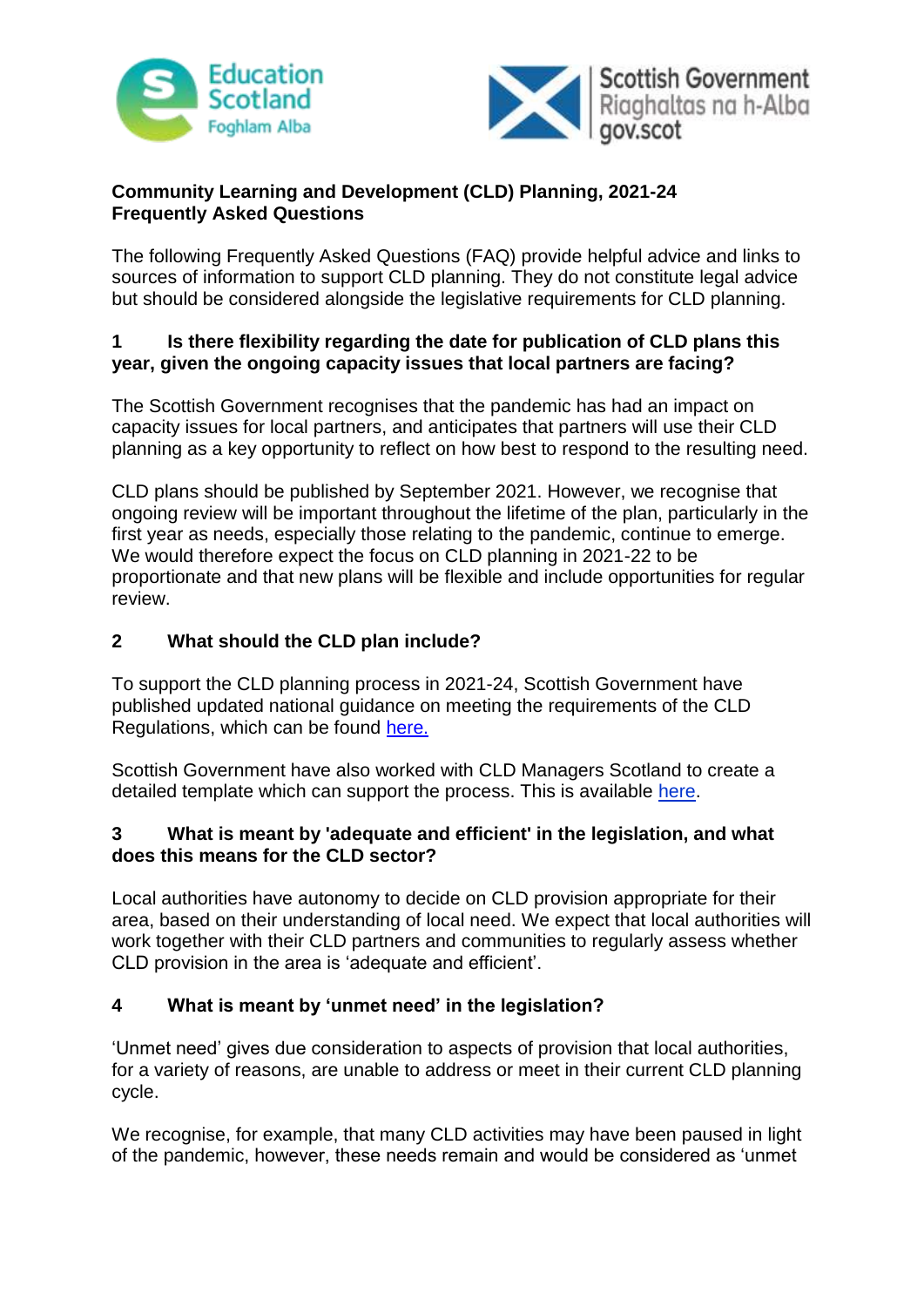**Community Learning and Development (CLD) Planning, 2021-24**
**Frequently Asked Questions**

The following Frequently Asked Questions (FAQ) provide helpful advice and links to sources of information to support CLD planning. They do not constitute legal advice but should be considered alongside the legislative requirements for CLD planning.

### 1 Is there flexibility regarding the date for publication of CLD plans this year, given the ongoing capacity issues that local partners are facing?

The Scottish Government recognises that the pandemic has had an impact on capacity issues for local partners, and anticipates that partners will use their CLD planning as a key opportunity to reflect on how best to respond to the resulting need.

CLD plans should be published by September 2021. However, we recognise that ongoing review will be important throughout the lifetime of the plan, particularly in the first year as needs, especially those relating to the pandemic, continue to emerge. We would therefore expect the focus on CLD planning in 2021-22 to be proportionate and that new plans will be flexible and include opportunities for regular review.

### 2 What should the CLD plan include?

To support the CLD planning process in 2021-24, Scottish Government have published updated national guidance on meeting the requirements of the CLD Regulations, which can be found here.

Scottish Government have also worked with CLD Managers Scotland to create a detailed template which can support the process. This is available here.

### 3 What is meant by 'adequate and efficient' in the legislation, and what does this means for the CLD sector?

Local authorities have autonomy to decide on CLD provision appropriate for their area, based on their understanding of local need. We expect that local authorities will work together with their CLD partners and communities to regularly assess whether CLD provision in the area is 'adequate and efficient'.

### 4 What is meant by 'unmet need' in the legislation?

'Unmet need' gives due consideration to aspects of provision that local authorities, for a variety of reasons, are unable to address or meet in their current CLD planning cycle.

We recognise, for example, that many CLD activities may have been paused in light of the pandemic, however, these needs remain and would be considered as 'unmet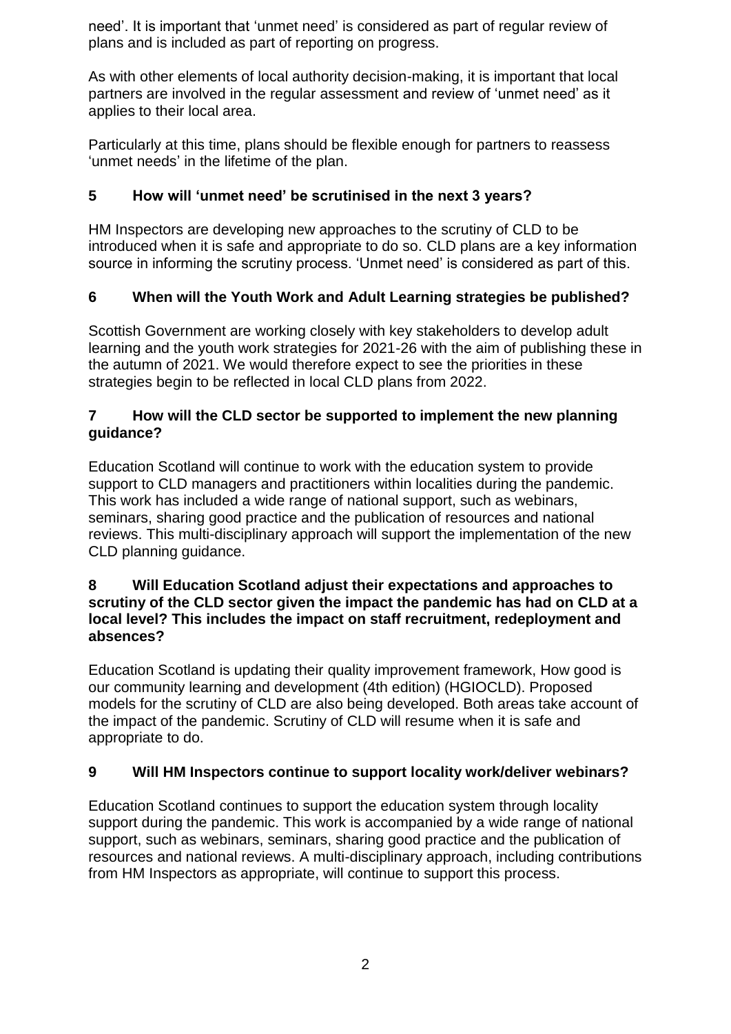need'. It is important that 'unmet need' is considered as part of regular review of plans and is included as part of reporting on progress.

As with other elements of local authority decision-making, it is important that local partners are involved in the regular assessment and review of 'unmet need' as it applies to their local area.

Particularly at this time, plans should be flexible enough for partners to reassess 'unmet needs' in the lifetime of the plan.

**5 How will 'unmet need' be scrutinised in the next 3 years?**

HM Inspectors are developing new approaches to the scrutiny of CLD to be introduced when it is safe and appropriate to do so. CLD plans are a key information source in informing the scrutiny process. 'Unmet need' is considered as part of this.

**6 When will the Youth Work and Adult Learning strategies be published?**

Scottish Government are working closely with key stakeholders to develop adult learning and the youth work strategies for 2021-26 with the aim of publishing these in the autumn of 2021. We would therefore expect to see the priorities in these strategies begin to be reflected in local CLD plans from 2022.

**7 How will the CLD sector be supported to implement the new planning guidance?**

Education Scotland will continue to work with the education system to provide support to CLD managers and practitioners within localities during the pandemic. This work has included a wide range of national support, such as webinars, seminars, sharing good practice and the publication of resources and national reviews. This multi-disciplinary approach will support the implementation of the new CLD planning guidance.

**8 Will Education Scotland adjust their expectations and approaches to scrutiny of the CLD sector given the impact the pandemic has had on CLD at a local level? This includes the impact on staff recruitment, redeployment and absences?**

Education Scotland is updating their quality improvement framework, How good is our community learning and development (4th edition) (HGIOCLD). Proposed models for the scrutiny of CLD are also being developed. Both areas take account of the impact of the pandemic. Scrutiny of CLD will resume when it is safe and appropriate to do.

**9 Will HM Inspectors continue to support locality work/deliver webinars?**

Education Scotland continues to support the education system through locality support during the pandemic. This work is accompanied by a wide range of national support, such as webinars, seminars, sharing good practice and the publication of resources and national reviews. A multi-disciplinary approach, including contributions from HM Inspectors as appropriate, will continue to support this process.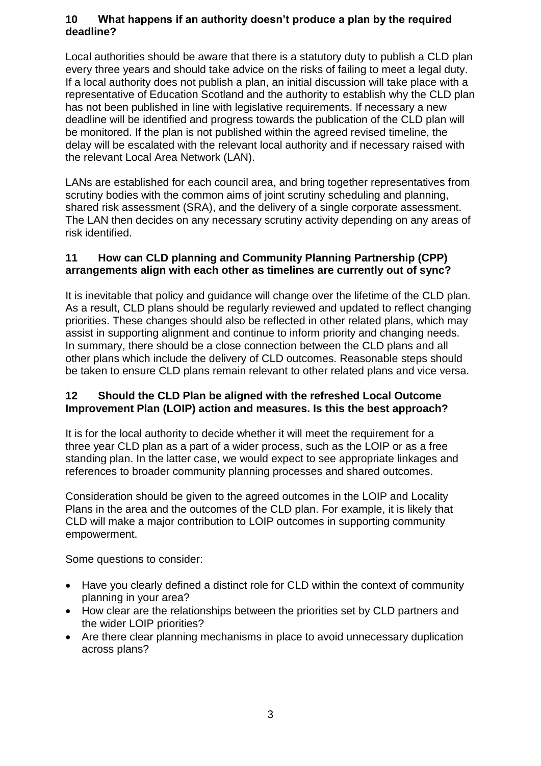### 10 What happens if an authority doesn't produce a plan by the required deadline?

Local authorities should be aware that there is a statutory duty to publish a CLD plan every three years and should take advice on the risks of failing to meet a legal duty. If a local authority does not publish a plan, an initial discussion will take place with a representative of Education Scotland and the authority to establish why the CLD plan has not been published in line with legislative requirements. If necessary a new deadline will be identified and progress towards the publication of the CLD plan will be monitored. If the plan is not published within the agreed revised timeline, the delay will be escalated with the relevant local authority and if necessary raised with the relevant Local Area Network (LAN).

LANs are established for each council area, and bring together representatives from scrutiny bodies with the common aims of joint scrutiny scheduling and planning, shared risk assessment (SRA), and the delivery of a single corporate assessment. The LAN then decides on any necessary scrutiny activity depending on any areas of risk identified.

### 11 How can CLD planning and Community Planning Partnership (CPP) arrangements align with each other as timelines are currently out of sync?

It is inevitable that policy and guidance will change over the lifetime of the CLD plan. As a result, CLD plans should be regularly reviewed and updated to reflect changing priorities. These changes should also be reflected in other related plans, which may assist in supporting alignment and continue to inform priority and changing needs. In summary, there should be a close connection between the CLD plans and all other plans which include the delivery of CLD outcomes. Reasonable steps should be taken to ensure CLD plans remain relevant to other related plans and vice versa.

### 12 Should the CLD Plan be aligned with the refreshed Local Outcome Improvement Plan (LOIP) action and measures. Is this the best approach?

It is for the local authority to decide whether it will meet the requirement for a three year CLD plan as a part of a wider process, such as the LOIP or as a free standing plan. In the latter case, we would expect to see appropriate linkages and references to broader community planning processes and shared outcomes.

Consideration should be given to the agreed outcomes in the LOIP and Locality Plans in the area and the outcomes of the CLD plan. For example, it is likely that CLD will make a major contribution to LOIP outcomes in supporting community empowerment.

Some questions to consider:

- Have you clearly defined a distinct role for CLD within the context of community planning in your area?
- How clear are the relationships between the priorities set by CLD partners and the wider LOIP priorities?
- Are there clear planning mechanisms in place to avoid unnecessary duplication across plans?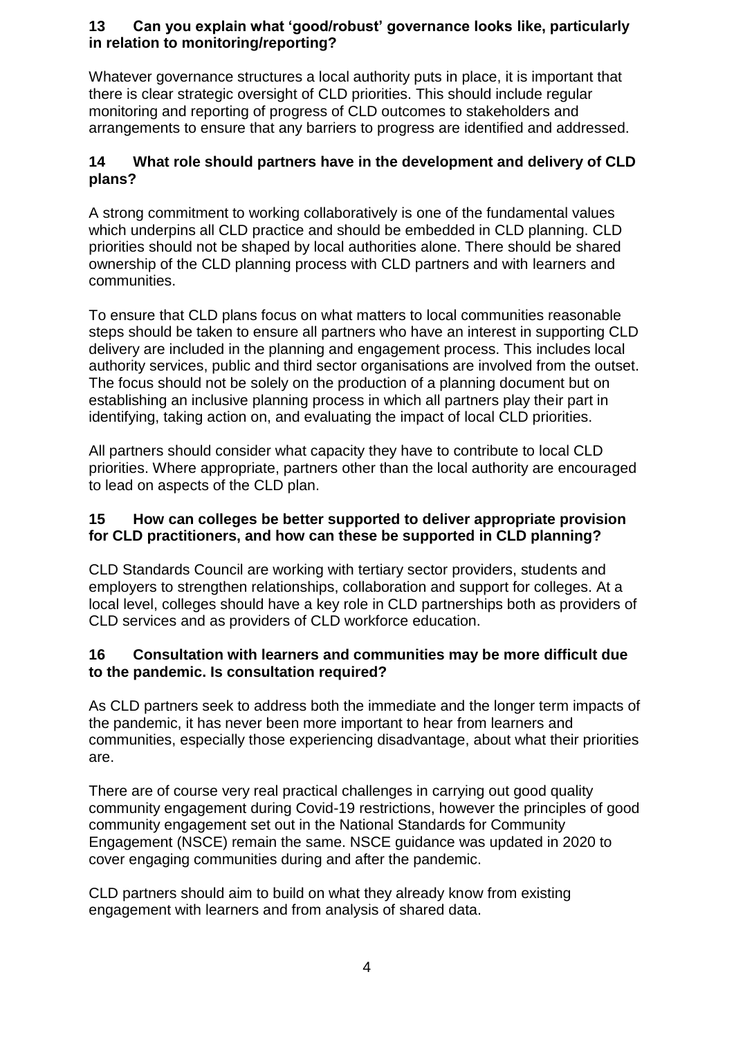**13 Can you explain what 'good/robust' governance looks like, particularly in relation to monitoring/reporting?**

Whatever governance structures a local authority puts in place, it is important that there is clear strategic oversight of CLD priorities. This should include regular monitoring and reporting of progress of CLD outcomes to stakeholders and arrangements to ensure that any barriers to progress are identified and addressed.

**14 What role should partners have in the development and delivery of CLD plans?**

A strong commitment to working collaboratively is one of the fundamental values which underpins all CLD practice and should be embedded in CLD planning. CLD priorities should not be shaped by local authorities alone. There should be shared ownership of the CLD planning process with CLD partners and with learners and communities.

To ensure that CLD plans focus on what matters to local communities reasonable steps should be taken to ensure all partners who have an interest in supporting CLD delivery are included in the planning and engagement process. This includes local authority services, public and third sector organisations are involved from the outset. The focus should not be solely on the production of a planning document but on establishing an inclusive planning process in which all partners play their part in identifying, taking action on, and evaluating the impact of local CLD priorities.

All partners should consider what capacity they have to contribute to local CLD priorities. Where appropriate, partners other than the local authority are encouraged to lead on aspects of the CLD plan.

**15 How can colleges be better supported to deliver appropriate provision for CLD practitioners, and how can these be supported in CLD planning?**

CLD Standards Council are working with tertiary sector providers, students and employers to strengthen relationships, collaboration and support for colleges. At a local level, colleges should have a key role in CLD partnerships both as providers of CLD services and as providers of CLD workforce education.

**16 Consultation with learners and communities may be more difficult due to the pandemic. Is consultation required?**

As CLD partners seek to address both the immediate and the longer term impacts of the pandemic, it has never been more important to hear from learners and communities, especially those experiencing disadvantage, about what their priorities are.

There are of course very real practical challenges in carrying out good quality community engagement during Covid-19 restrictions, however the principles of good community engagement set out in the National Standards for Community Engagement (NSCE) remain the same. NSCE guidance was updated in 2020 to cover engaging communities during and after the pandemic.

CLD partners should aim to build on what they already know from existing engagement with learners and from analysis of shared data.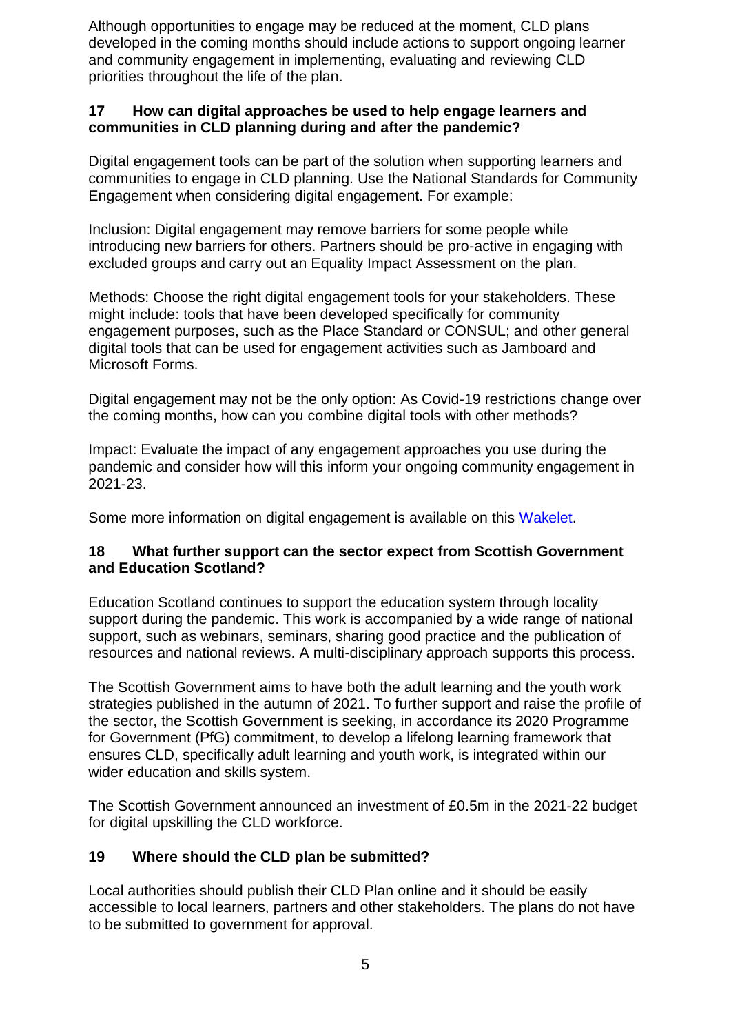Although opportunities to engage may be reduced at the moment, CLD plans developed in the coming months should include actions to support ongoing learner and community engagement in implementing, evaluating and reviewing CLD priorities throughout the life of the plan.

**17 How can digital approaches be used to help engage learners and communities in CLD planning during and after the pandemic?**

Digital engagement tools can be part of the solution when supporting learners and communities to engage in CLD planning. Use the National Standards for Community Engagement when considering digital engagement. For example:

Inclusion: Digital engagement may remove barriers for some people while introducing new barriers for others. Partners should be pro-active in engaging with excluded groups and carry out an Equality Impact Assessment on the plan.

Methods: Choose the right digital engagement tools for your stakeholders. These might include: tools that have been developed specifically for community engagement purposes, such as the Place Standard or CONSUL; and other general digital tools that can be used for engagement activities such as Jamboard and Microsoft Forms.

Digital engagement may not be the only option: As Covid-19 restrictions change over the coming months, how can you combine digital tools with other methods?

Impact: Evaluate the impact of any engagement approaches you use during the pandemic and consider how will this inform your ongoing community engagement in 2021-23.

Some more information on digital engagement is available on this Wakelet.

**18 What further support can the sector expect from Scottish Government and Education Scotland?**

Education Scotland continues to support the education system through locality support during the pandemic. This work is accompanied by a wide range of national support, such as webinars, seminars, sharing good practice and the publication of resources and national reviews. A multi-disciplinary approach supports this process.

The Scottish Government aims to have both the adult learning and the youth work strategies published in the autumn of 2021. To further support and raise the profile of the sector, the Scottish Government is seeking, in accordance its 2020 Programme for Government (PfG) commitment, to develop a lifelong learning framework that ensures CLD, specifically adult learning and youth work, is integrated within our wider education and skills system.

The Scottish Government announced an investment of £0.5m in the 2021-22 budget for digital upskilling the CLD workforce.

**19 Where should the CLD plan be submitted?**

Local authorities should publish their CLD Plan online and it should be easily accessible to local learners, partners and other stakeholders. The plans do not have to be submitted to government for approval.